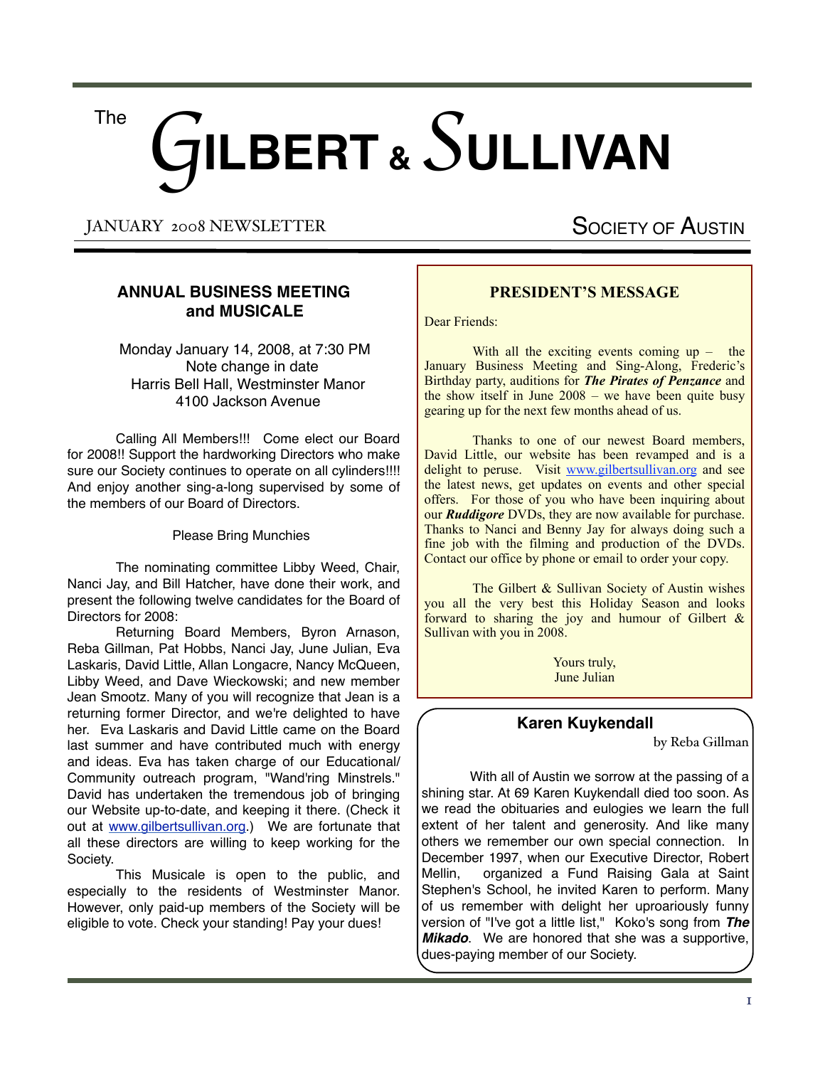# The GILBERT & SULLIVAN SOCIETY OF AUSTIN

JANUARY 2008 NEWSLETTER

## ANNUAL BUSINESS MEETING and MUSICALE

Monday January 14, 2008, at 7:30 PM
Note change in date
Harris Bell Hall, Westminster Manor
4100 Jackson Avenue

Calling All Members!!! Come elect our Board for 2008!! Support the hardworking Directors who make sure our Society continues to operate on all cylinders!!!! And enjoy another sing-a-long supervised by some of the members of our Board of Directors.

Please Bring Munchies

The nominating committee Libby Weed, Chair, Nanci Jay, and Bill Hatcher, have done their work, and present the following twelve candidates for the Board of Directors for 2008:

Returning Board Members, Byron Arnason, Reba Gillman, Pat Hobbs, Nanci Jay, June Julian, Eva Laskaris, David Little, Allan Longacre, Nancy McQueen, Libby Weed, and Dave Wieckowski; and new member Jean Smootz. Many of you will recognize that Jean is a returning former Director, and we're delighted to have her. Eva Laskaris and David Little came on the Board last summer and have contributed much with energy and ideas. Eva has taken charge of our Educational/ Community outreach program, "Wand'ring Minstrels." David has undertaken the tremendous job of bringing our Website up-to-date, and keeping it there. (Check it out at www.gilbertsullivan.org.) We are fortunate that all these directors are willing to keep working for the Society.

This Musicale is open to the public, and especially to the residents of Westminster Manor. However, only paid-up members of the Society will be eligible to vote. Check your standing! Pay your dues!

## PRESIDENT'S MESSAGE

Dear Friends:

With all the exciting events coming up – the January Business Meeting and Sing-Along, Frederic's Birthday party, auditions for ***The Pirates of Penzance*** and the show itself in June 2008 – we have been quite busy gearing up for the next few months ahead of us.

Thanks to one of our newest Board members, David Little, our website has been revamped and is a delight to peruse. Visit www.gilbertsullivan.org and see the latest news, get updates on events and other special offers. For those of you who have been inquiring about our ***Ruddigore*** DVDs, they are now available for purchase. Thanks to Nanci and Benny Jay for always doing such a fine job with the filming and production of the DVDs. Contact our office by phone or email to order your copy.

The Gilbert & Sullivan Society of Austin wishes you all the very best this Holiday Season and looks forward to sharing the joy and humour of Gilbert & Sullivan with you in 2008.

Yours truly,
June Julian

## Karen Kuykendall

by Reba Gillman

With all of Austin we sorrow at the passing of a shining star. At 69 Karen Kuykendall died too soon. As we read the obituaries and eulogies we learn the full extent of her talent and generosity. And like many others we remember our own special connection. In December 1997, when our Executive Director, Robert Mellin, organized a Fund Raising Gala at Saint Stephen's School, he invited Karen to perform. Many of us remember with delight her uproariously funny version of "I've got a little list," Koko's song from ***The Mikado***. We are honored that she was a supportive, dues-paying member of our Society.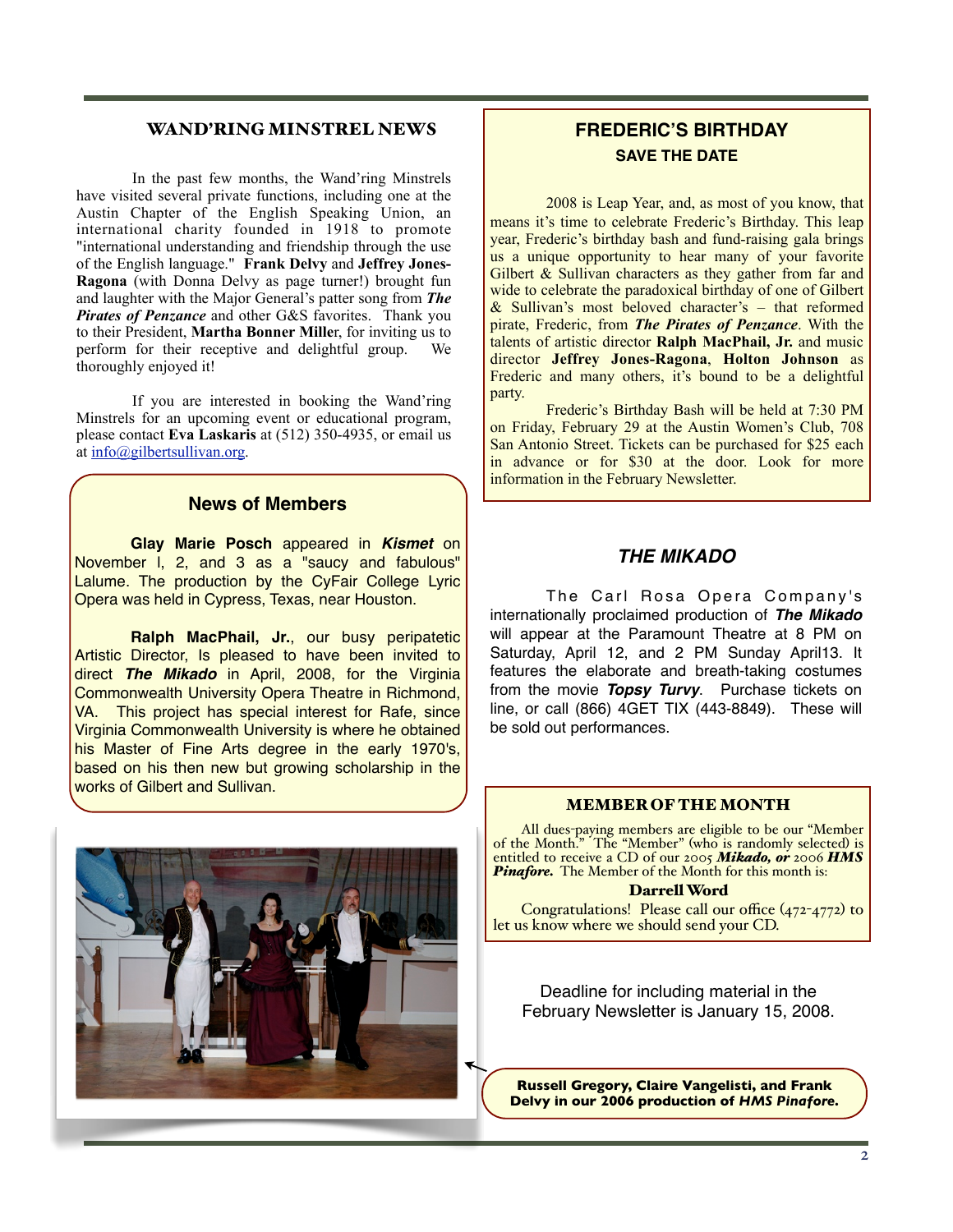## WAND'RING MINSTREL NEWS

In the past few months, the Wand'ring Minstrels have visited several private functions, including one at the Austin Chapter of the English Speaking Union, an international charity founded in 1918 to promote "international understanding and friendship through the use of the English language." **Frank Delvy** and **Jeffrey Jones-Ragona** (with Donna Delvy as page turner!) brought fun and laughter with the Major General's patter song from ***The Pirates of Penzance*** and other G&S favorites. Thank you to their President, **Martha Bonner Mille**r, for inviting us to perform for their receptive and delightful group. We thoroughly enjoyed it!

If you are interested in booking the Wand'ring Minstrels for an upcoming event or educational program, please contact **Eva Laskaris** at (512) 350-4935, or email us at info@gilbertsullivan.org.

## News of Members

**Glay Marie Posch** appeared in ***Kismet*** on November l, 2, and 3 as a "saucy and fabulous" Lalume. The production by the CyFair College Lyric Opera was held in Cypress, Texas, near Houston.

**Ralph MacPhail, Jr.**, our busy peripatetic Artistic Director, Is pleased to have been invited to direct ***The Mikado*** in April, 2008, for the Virginia Commonwealth University Opera Theatre in Richmond, VA. This project has special interest for Rafe, since Virginia Commonwealth University is where he obtained his Master of Fine Arts degree in the early 1970's, based on his then new but growing scholarship in the works of Gilbert and Sullivan.

**Russell Gregory, Claire Vangelisti, and Frank Delvy in our 2006 production of *HMS Pinafore*.**

## FREDERIC'S BIRTHDAY

### SAVE THE DATE

2008 is Leap Year, and, as most of you know, that means it's time to celebrate Frederic's Birthday. This leap year, Frederic's birthday bash and fund-raising gala brings us a unique opportunity to hear many of your favorite Gilbert & Sullivan characters as they gather from far and wide to celebrate the paradoxical birthday of one of Gilbert & Sullivan's most beloved character's – that reformed pirate, Frederic, from ***The Pirates of Penzance***. With the talents of artistic director **Ralph MacPhail, Jr.** and music director **Jeffrey Jones-Ragona**, **Holton Johnson** as Frederic and many others, it's bound to be a delightful party.

Frederic's Birthday Bash will be held at 7:30 PM on Friday, February 29 at the Austin Women's Club, 708 San Antonio Street. Tickets can be purchased for $25 each in advance or for $30 at the door. Look for more information in the February Newsletter.

## *THE MIKADO*

The Carl Rosa Opera Company's internationally proclaimed production of ***The Mikado*** will appear at the Paramount Theatre at 8 PM on Saturday, April 12, and 2 PM Sunday April13. It features the elaborate and breath-taking costumes from the movie ***Topsy Turvy***. Purchase tickets on line, or call (866) 4GET TIX (443-8849). These will be sold out performances.

## MEMBER OF THE MONTH

All dues-paying members are eligible to be our "Member of the Month." The "Member" (who is randomly selected) is entitled to receive a CD of our 2005 ***Mikado, or*** 2006 ***HMS Pinafore.*** The Member of the Month for this month is:

**Darrell Word**

Congratulations! Please call our office (472-4772) to let us know where we should send your CD.

Deadline for including material in the February Newsletter is January 15, 2008.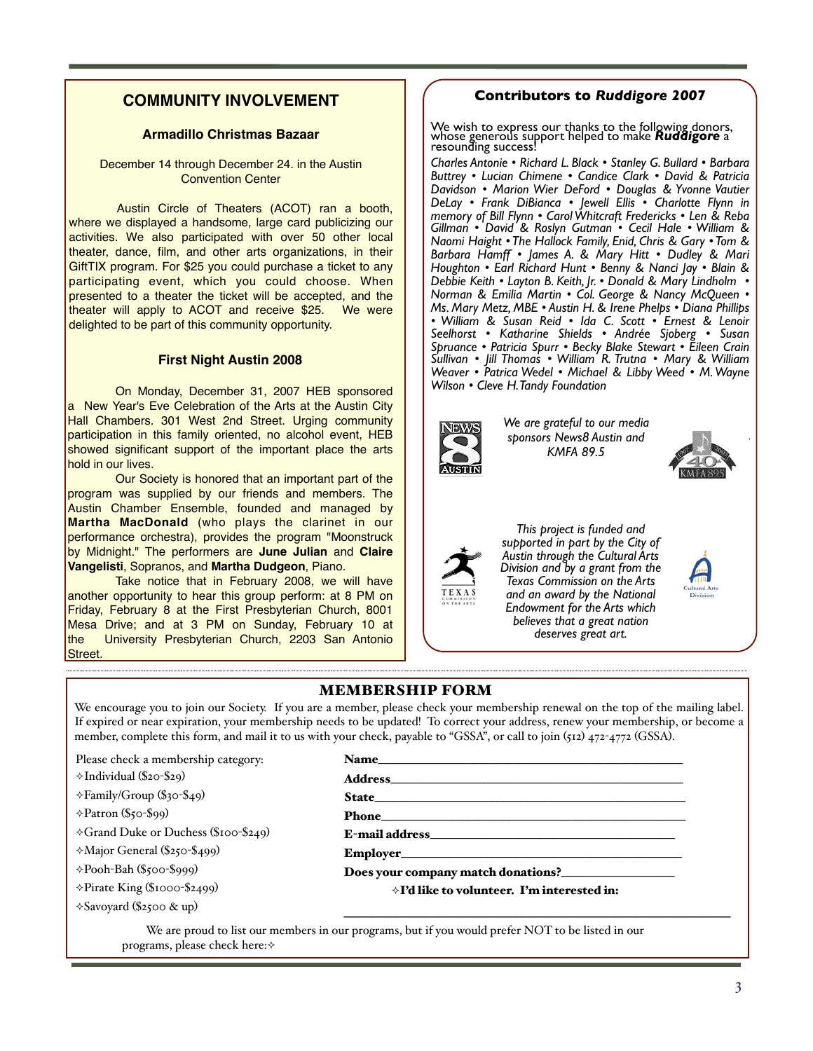## COMMUNITY INVOLVEMENT

### Armadillo Christmas Bazaar

December 14 through December 24. in the Austin Convention Center

Austin Circle of Theaters (ACOT) ran a booth, where we displayed a handsome, large card publicizing our activities. We also participated with over 50 other local theater, dance, film, and other arts organizations, in their GiftTIX program. For $25 you could purchase a ticket to any participating event, which you could choose. When presented to a theater the ticket will be accepted, and the theater will apply to ACOT and receive $25. We were delighted to be part of this community opportunity.

### First Night Austin 2008

On Monday, December 31, 2007 HEB sponsored a New Year's Eve Celebration of the Arts at the Austin City Hall Chambers. 301 West 2nd Street. Urging community participation in this family oriented, no alcohol event, HEB showed significant support of the important place the arts hold in our lives.

Our Society is honored that an important part of the program was supplied by our friends and members. The Austin Chamber Ensemble, founded and managed by **Martha MacDonald** (who plays the clarinet in our performance orchestra), provides the program "Moonstruck by Midnight." The performers are **June Julian** and **Claire Vangelisti**, Sopranos, and **Martha Dudgeon**, Piano.

Take notice that in February 2008, we will have another opportunity to hear this group perform: at 8 PM on Friday, February 8 at the First Presbyterian Church, 8001 Mesa Drive; and at 3 PM on Sunday, February 10 at the University Presbyterian Church, 2203 San Antonio Street.

## Contributors to *Ruddigore 2007*

We wish to express our thanks to the following donors, whose generous support helped to make ***Ruddigore*** a resounding success!

*Charles Antonie • Richard L. Black • Stanley G. Bullard • Barbara Buttrey • Lucian Chimene • Candice Clark • David & Patricia Davidson • Marion Wier DeFord • Douglas & Yvonne Vautier DeLay • Frank DiBianca • Jewell Ellis • Charlotte Flynn in memory of Bill Flynn • Carol Whitcraft Fredericks • Len & Reba Gillman • David & Roslyn Gutman • Cecil Hale • William & Naomi Haight • The Hallock Family, Enid, Chris & Gary • Tom & Barbara Hamff • James A. & Mary Hitt • Dudley & Mari Houghton • Earl Richard Hunt • Benny & Nanci Jay • Blain & Debbie Keith • Layton B. Keith, Jr. • Donald & Mary Lindholm • Norman & Emilia Martin • Col. George & Nancy McQueen • Ms. Mary Metz, MBE • Austin H. & Irene Phelps • Diana Phillips • William & Susan Reid • Ida C. Scott • Ernest & Lenoir Seelhorst • Katharine Shields • Andrée Sjoberg • Susan Spruance • Patricia Spurr • Becky Blake Stewart • Eileen Crain Sullivan • Jill Thomas • William R. Trutna • Mary & William Weaver • Patrica Wedel • Michael & Libby Weed • M. Wayne Wilson • Cleve H. Tandy Foundation*

*We are grateful to our media sponsors News8 Austin and KMFA 89.5*

*This project is funded and supported in part by the City of Austin through the Cultural Arts Division and by a grant from the Texas Commission on the Arts and an award by the National Endowment for the Arts which believes that a great nation deserves great art.*

## MEMBERSHIP FORM

We encourage you to join our Society. If you are a member, please check your membership renewal on the top of the mailing label. If expired or near expiration, your membership needs to be updated! To correct your address, renew your membership, or become a member, complete this form, and mail it to us with your check, payable to "GSSA", or call to join (512) 472-4772 (GSSA).

Please check a membership category:

- ✧Individual ($20-$29)
- ✧Family/Group ($30-$49)
- ✧Patron ($50-$99)
- ✧Grand Duke or Duchess ($100-$249)
- ✧Major General ($250-$499)
- ✧Pooh-Bah ($500-$999)
- ✧Pirate King ($1000-$2499)
- ✧Savoyard ($2500 & up)

**Name**\_\_\_\_\_\_\_\_\_\_\_\_\_\_\_\_\_\_\_\_\_\_\_\_\_\_\_\_\_\_\_\_\_\_\_\_\_\_\_\_

**Address**\_\_\_\_\_\_\_\_\_\_\_\_\_\_\_\_\_\_\_\_\_\_\_\_\_\_\_\_\_\_\_\_\_\_\_\_\_\_

**State**\_\_\_\_\_\_\_\_\_\_\_\_\_\_\_\_\_\_\_\_\_\_\_\_\_\_\_\_\_\_\_\_\_\_\_\_\_\_\_\_\_

**Phone**\_\_\_\_\_\_\_\_\_\_\_\_\_\_\_\_\_\_\_\_\_\_\_\_\_\_\_\_\_\_\_\_\_\_\_\_\_\_\_\_

**E-mail address**\_\_\_\_\_\_\_\_\_\_\_\_\_\_\_\_\_\_\_\_\_\_\_\_\_\_\_\_\_\_\_\_

**Employer**\_\_\_\_\_\_\_\_\_\_\_\_\_\_\_\_\_\_\_\_\_\_\_\_\_\_\_\_\_\_\_\_\_\_\_\_\_

**Does your company match donations?**\_\_\_\_\_\_\_\_\_\_\_\_\_\_\_

✧**I'd like to volunteer. I'm interested in:**

\_\_\_\_\_\_\_\_\_\_\_\_\_\_\_\_\_\_\_\_\_\_\_\_\_\_\_\_\_\_\_\_\_\_\_\_\_\_\_\_\_\_\_\_\_\_\_\_\_\_

We are proud to list our members in our programs, but if you would prefer NOT to be listed in our programs, please check here:✧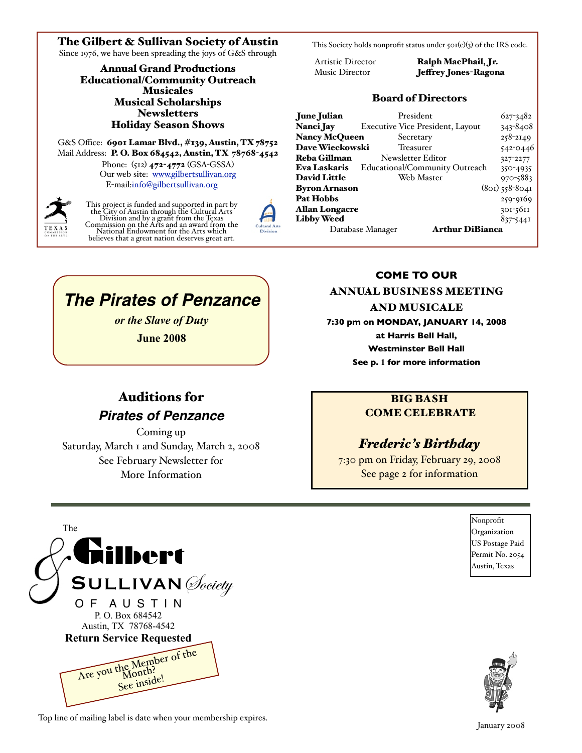## The Gilbert & Sullivan Society of Austin

Since 1976, we have been spreading the joys of G&S through

**Annual Grand Productions**
**Educational/Community Outreach**
**Musicales**
**Musical Scholarships**
**Newsletters**
**Holiday Season Shows**

G&S Office: **6901 Lamar Blvd., #139, Austin, TX 78752**
Mail Address: **P. O. Box 684542, Austin, TX 78768-4542**
Phone: (512) **472-4772** (GSA-GSSA)
Our web site: www.gilbertsullivan.org
E-mail:info@gilbertsullivan.org

This project is funded and supported in part by the City of Austin through the Cultural Arts Division and by a grant from the Texas Commission on the Arts and an award from the National Endowment for the Arts which believes that a great nation deserves great art.

This Society holds nonprofit status under 501(c)(3) of the IRS code.

| | |
|---|---|
| Artistic Director | **Ralph MacPhail, Jr.** |
| Music Director | **Jeffrey Jones-Ragona** |

### Board of Directors

| | | |
|---|---|---|
| **June Julian** | President | 627-3482 |
| **Nanci Jay** | Executive Vice President, Layout | 343-8408 |
| **Nancy McQueen** | Secretary | 258-2149 |
| **Dave Wieckowski** | Treasurer | 542-0446 |
| **Reba Gillman** | Newsletter Editor | 327-2277 |
| **Eva Laskaris** | Educational/Community Outreach | 350-4935 |
| **David Little** | Web Master | 970-5883 |
| **Byron Arnason** | | (801) 558-8041 |
| **Pat Hobbs** | | 259-9169 |
| **Allan Longacre** | | 301-5611 |
| **Libby Weed** | | 837-5441 |
| Database Manager | **Arthur DiBianca** | |

## *The Pirates of Penzance*

*or the Slave of Duty*

**June 2008**

**COME TO OUR**
**ANNUAL BUSINESS MEETING**
**AND MUSICALE**
**7:30 pm on MONDAY, JANUARY 14, 2008**
**at Harris Bell Hall,**
**Westminster Bell Hall**
**See p. 1 for more information**

## Auditions for *Pirates of Penzance*

Coming up
Saturday, March 1 and Sunday, March 2, 2008
See February Newsletter for
More Information

**BIG BASH**
**COME CELEBRATE**

***Frederic's Birthday***

7:30 pm on Friday, February 29, 2008
See page 2 for information

The Gilbert & Sullivan Society of Austin
P. O. Box 684542
Austin, TX 78768-4542
**Return Service Requested**

Nonprofit Organization
US Postage Paid
Permit No. 2054
Austin, Texas

Are you the Member of the Month? See inside!

Top line of mailing label is date when your membership expires.

January 2008